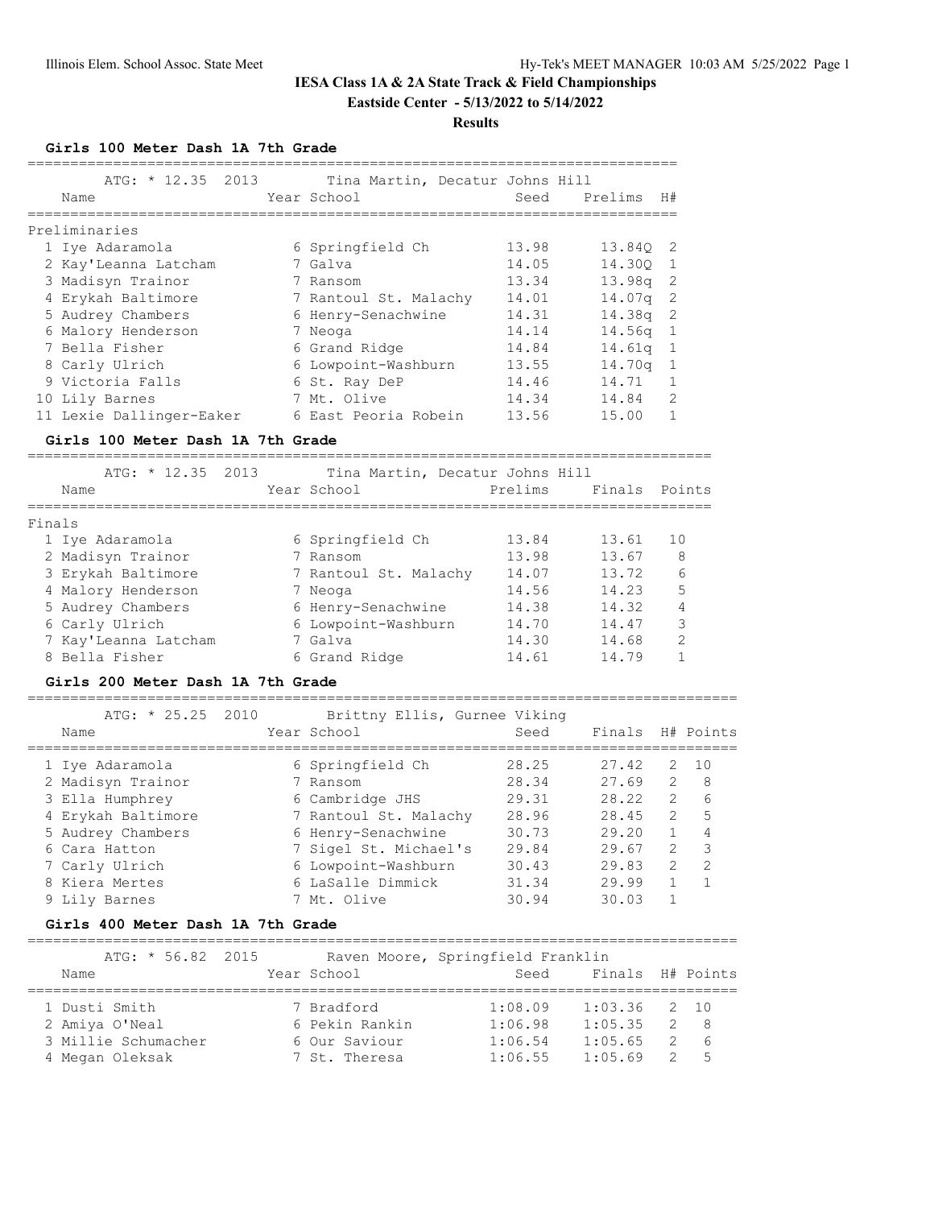# IESA Class 1A & 2A State Track & Field Championships

**Eastside Center - 5/13/2022 to 5/14/2022**

**Results**

### Girls 100 Meter Dash 1A 7th Grade

ATG: * 12.35 2013 Tina Martin, Decatur Johns Hill

**Preliminaries**

| | Name | Year | School | Seed | Prelims | H# |
|---|---|---|---|---|---|---|
| 1 | Iye Adaramola | 6 | Springfield Ch | 13.98 | 13.84Q | 2 |
| 2 | Kay'Leanna Latcham | 7 | Galva | 14.05 | 14.30Q | 1 |
| 3 | Madisyn Trainor | 7 | Ransom | 13.34 | 13.98q | 2 |
| 4 | Erykah Baltimore | 7 | Rantoul St. Malachy | 14.01 | 14.07q | 2 |
| 5 | Audrey Chambers | 6 | Henry-Senachwine | 14.31 | 14.38q | 2 |
| 6 | Malory Henderson | 7 | Neoga | 14.14 | 14.56q | 1 |
| 7 | Bella Fisher | 6 | Grand Ridge | 14.84 | 14.61q | 1 |
| 8 | Carly Ulrich | 6 | Lowpoint-Washburn | 13.55 | 14.70q | 1 |
| 9 | Victoria Falls | 6 | St. Ray DeP | 14.46 | 14.71 | 1 |
| 10 | Lily Barnes | 7 | Mt. Olive | 14.34 | 14.84 | 2 |
| 11 | Lexie Dallinger-Eaker | 6 | East Peoria Robein | 13.56 | 15.00 | 1 |

### Girls 100 Meter Dash 1A 7th Grade

ATG: * 12.35 2013 Tina Martin, Decatur Johns Hill

**Finals**

| | Name | Year | School | Prelims | Finals | Points |
|---|---|---|---|---|---|---|
| 1 | Iye Adaramola | 6 | Springfield Ch | 13.84 | 13.61 | 10 |
| 2 | Madisyn Trainor | 7 | Ransom | 13.98 | 13.67 | 8 |
| 3 | Erykah Baltimore | 7 | Rantoul St. Malachy | 14.07 | 13.72 | 6 |
| 4 | Malory Henderson | 7 | Neoga | 14.56 | 14.23 | 5 |
| 5 | Audrey Chambers | 6 | Henry-Senachwine | 14.38 | 14.32 | 4 |
| 6 | Carly Ulrich | 6 | Lowpoint-Washburn | 14.70 | 14.47 | 3 |
| 7 | Kay'Leanna Latcham | 7 | Galva | 14.30 | 14.68 | 2 |
| 8 | Bella Fisher | 6 | Grand Ridge | 14.61 | 14.79 | 1 |

### Girls 200 Meter Dash 1A 7th Grade

ATG: * 25.25 2010 Brittny Ellis, Gurnee Viking

| | Name | Year | School | Seed | Finals | H# | Points |
|---|---|---|---|---|---|---|---|
| 1 | Iye Adaramola | 6 | Springfield Ch | 28.25 | 27.42 | 2 | 10 |
| 2 | Madisyn Trainor | 7 | Ransom | 28.34 | 27.69 | 2 | 8 |
| 3 | Ella Humphrey | 6 | Cambridge JHS | 29.31 | 28.22 | 2 | 6 |
| 4 | Erykah Baltimore | 7 | Rantoul St. Malachy | 28.96 | 28.45 | 2 | 5 |
| 5 | Audrey Chambers | 6 | Henry-Senachwine | 30.73 | 29.20 | 1 | 4 |
| 6 | Cara Hatton | 7 | Sigel St. Michael's | 29.84 | 29.67 | 2 | 3 |
| 7 | Carly Ulrich | 6 | Lowpoint-Washburn | 30.43 | 29.83 | 2 | 2 |
| 8 | Kiera Mertes | 6 | LaSalle Dimmick | 31.34 | 29.99 | 1 | 1 |
| 9 | Lily Barnes | 7 | Mt. Olive | 30.94 | 30.03 | 1 | |

### Girls 400 Meter Dash 1A 7th Grade

ATG: * 56.82 2015 Raven Moore, Springfield Franklin

| | Name | Year | School | Seed | Finals | H# | Points |
|---|---|---|---|---|---|---|---|
| 1 | Dusti Smith | 7 | Bradford | 1:08.09 | 1:03.36 | 2 | 10 |
| 2 | Amiya O'Neal | 6 | Pekin Rankin | 1:06.98 | 1:05.35 | 2 | 8 |
| 3 | Millie Schumacher | 6 | Our Saviour | 1:06.54 | 1:05.65 | 2 | 6 |
| 4 | Megan Oleksak | 7 | St. Theresa | 1:06.55 | 1:05.69 | 2 | 5 |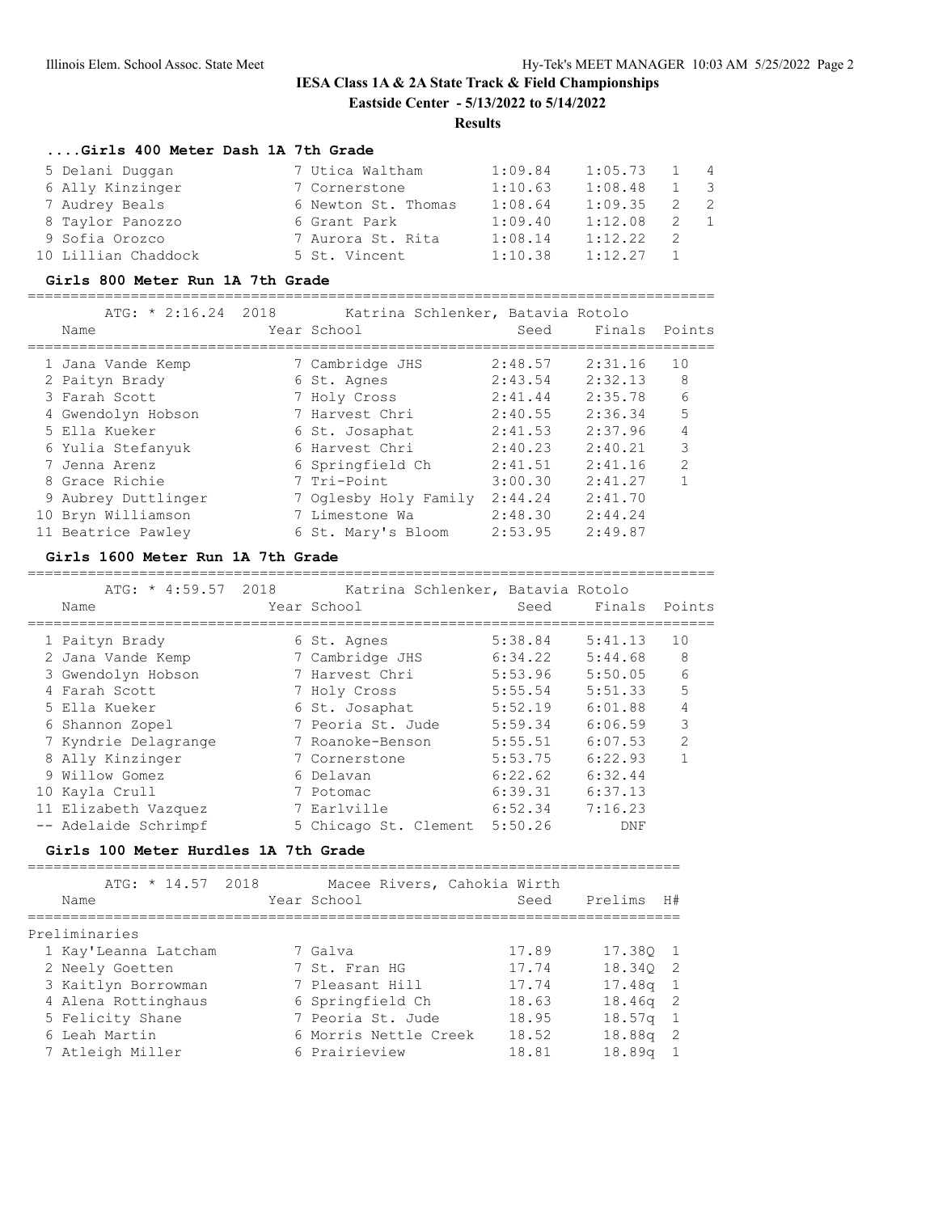# IESA Class 1A & 2A State Track & Field Championships

**Eastside Center - 5/13/2022 to 5/14/2022**

**Results**

### ....Girls 400 Meter Dash 1A 7th Grade

| Place | Name | Year | School | Seed | Finals | H# | Points |
|---|---|---|---|---|---|---|---|
| 5 | Delani Duggan | 7 | Utica Waltham | 1:09.84 | 1:05.73 | 1 | 4 |
| 6 | Ally Kinzinger | 7 | Cornerstone | 1:10.63 | 1:08.48 | 1 | 3 |
| 7 | Audrey Beals | 6 | Newton St. Thomas | 1:08.64 | 1:09.35 | 2 | 2 |
| 8 | Taylor Panozzo | 6 | Grant Park | 1:09.40 | 1:12.08 | 2 | 1 |
| 9 | Sofia Orozco | 7 | Aurora St. Rita | 1:08.14 | 1:12.22 | 2 | |
| 10 | Lillian Chaddock | 5 | St. Vincent | 1:10.38 | 1:12.27 | 1 | |

### Girls 800 Meter Run 1A 7th Grade

ATG: * 2:16.24 2018 Katrina Schlenker, Batavia Rotolo

| Place | Name | Year | School | Seed | Finals | Points |
|---|---|---|---|---|---|---|
| 1 | Jana Vande Kemp | 7 | Cambridge JHS | 2:48.57 | 2:31.16 | 10 |
| 2 | Paityn Brady | 6 | St. Agnes | 2:43.54 | 2:32.13 | 8 |
| 3 | Farah Scott | 7 | Holy Cross | 2:41.44 | 2:35.78 | 6 |
| 4 | Gwendolyn Hobson | 7 | Harvest Chri | 2:40.55 | 2:36.34 | 5 |
| 5 | Ella Kueker | 6 | St. Josaphat | 2:41.53 | 2:37.96 | 4 |
| 6 | Yulia Stefanyuk | 6 | Harvest Chri | 2:40.23 | 2:40.21 | 3 |
| 7 | Jenna Arenz | 6 | Springfield Ch | 2:41.51 | 2:41.16 | 2 |
| 8 | Grace Richie | 7 | Tri-Point | 3:00.30 | 2:41.27 | 1 |
| 9 | Aubrey Duttlinger | 7 | Oglesby Holy Family | 2:44.24 | 2:41.70 | |
| 10 | Bryn Williamson | 7 | Limestone Wa | 2:48.30 | 2:44.24 | |
| 11 | Beatrice Pawley | 6 | St. Mary's Bloom | 2:53.95 | 2:49.87 | |

### Girls 1600 Meter Run 1A 7th Grade

ATG: * 4:59.57 2018 Katrina Schlenker, Batavia Rotolo

| Place | Name | Year | School | Seed | Finals | Points |
|---|---|---|---|---|---|---|
| 1 | Paityn Brady | 6 | St. Agnes | 5:38.84 | 5:41.13 | 10 |
| 2 | Jana Vande Kemp | 7 | Cambridge JHS | 6:34.22 | 5:44.68 | 8 |
| 3 | Gwendolyn Hobson | 7 | Harvest Chri | 5:53.96 | 5:50.05 | 6 |
| 4 | Farah Scott | 7 | Holy Cross | 5:55.54 | 5:51.33 | 5 |
| 5 | Ella Kueker | 6 | St. Josaphat | 5:52.19 | 6:01.88 | 4 |
| 6 | Shannon Zopel | 7 | Peoria St. Jude | 5:59.34 | 6:06.59 | 3 |
| 7 | Kyndrie Delagrange | 7 | Roanoke-Benson | 5:55.51 | 6:07.53 | 2 |
| 8 | Ally Kinzinger | 7 | Cornerstone | 5:53.75 | 6:22.93 | 1 |
| 9 | Willow Gomez | 6 | Delavan | 6:22.62 | 6:32.44 | |
| 10 | Kayla Crull | 7 | Potomac | 6:39.31 | 6:37.13 | |
| 11 | Elizabeth Vazquez | 7 | Earlville | 6:52.34 | 7:16.23 | |
| -- | Adelaide Schrimpf | 5 | Chicago St. Clement | 5:50.26 | DNF | |

### Girls 100 Meter Hurdles 1A 7th Grade

ATG: * 14.57 2018 Macee Rivers, Cahokia Wirth

Preliminaries

| Place | Name | Year | School | Seed | Prelims | H# |
|---|---|---|---|---|---|---|
| 1 | Kay'Leanna Latcham | 7 | Galva | 17.89 | 17.38Q | 1 |
| 2 | Neely Goetten | 7 | St. Fran HG | 17.74 | 18.34Q | 2 |
| 3 | Kaitlyn Borrowman | 7 | Pleasant Hill | 17.74 | 17.48q | 1 |
| 4 | Alena Rottinghaus | 6 | Springfield Ch | 18.63 | 18.46q | 2 |
| 5 | Felicity Shane | 7 | Peoria St. Jude | 18.95 | 18.57q | 1 |
| 6 | Leah Martin | 6 | Morris Nettle Creek | 18.52 | 18.88q | 2 |
| 7 | Atleigh Miller | 6 | Prairieview | 18.81 | 18.89q | 1 |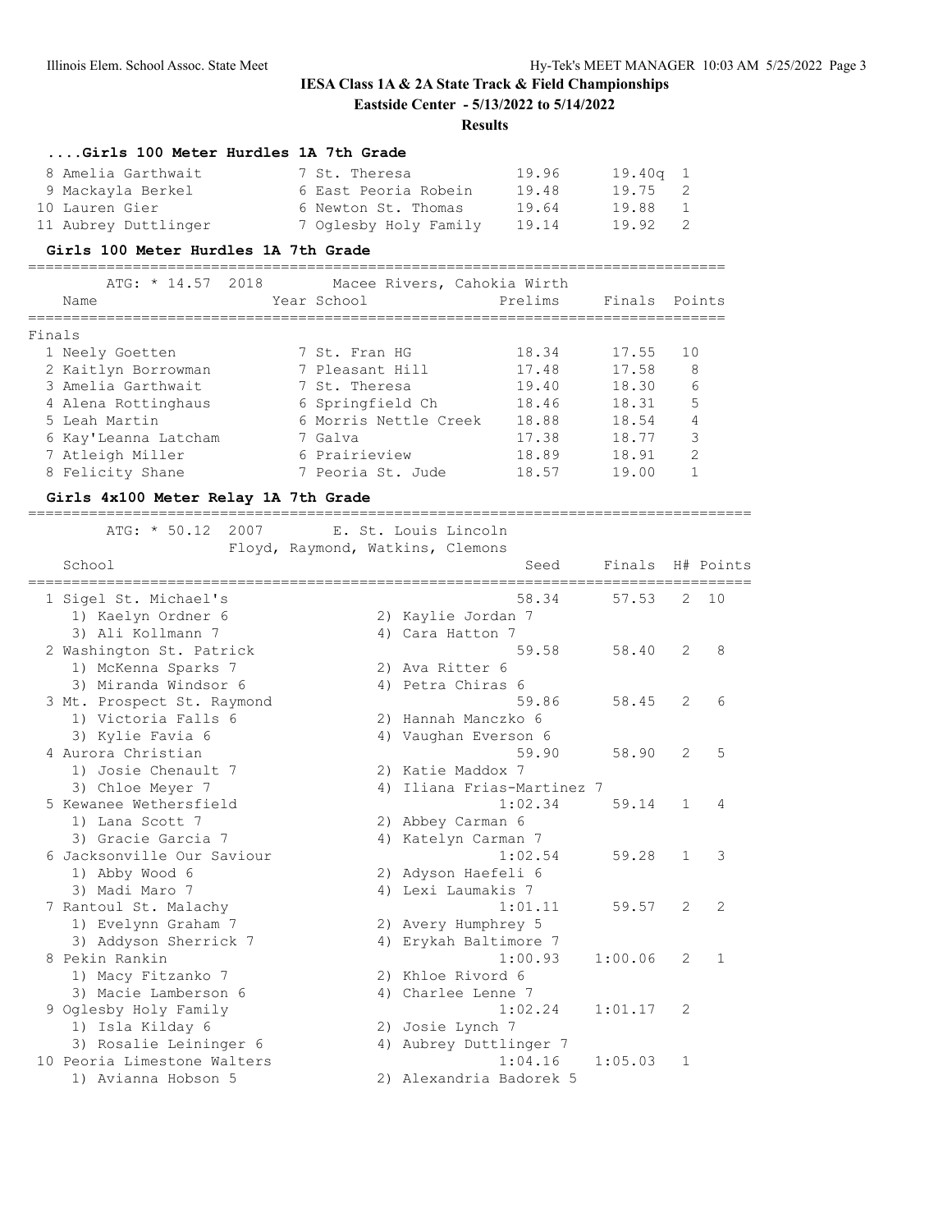## IESA Class 1A & 2A State Track & Field Championships

**Eastside Center - 5/13/2022 to 5/14/2022**

**Results**

### ....Girls 100 Meter Hurdles 1A 7th Grade

| Place | Name | Year | School | Prelims | Finals | H# |
|---|---|---|---|---|---|---|
| 8 | Amelia Garthwait | 7 | St. Theresa | 19.96 | 19.40q | 1 |
| 9 | Mackayla Berkel | 6 | East Peoria Robein | 19.48 | 19.75 | 2 |
| 10 | Lauren Gier | 6 | Newton St. Thomas | 19.64 | 19.88 | 1 |
| 11 | Aubrey Duttlinger | 7 | Oglesby Holy Family | 19.14 | 19.92 | 2 |

### Girls 100 Meter Hurdles 1A 7th Grade

ATG: * 14.57 2018 Macee Rivers, Cahokia Wirth

**Finals**

| Place | Name | Year | School | Prelims | Finals | Points |
|---|---|---|---|---|---|---|
| 1 | Neely Goetten | 7 | St. Fran HG | 18.34 | 17.55 | 10 |
| 2 | Kaitlyn Borrowman | 7 | Pleasant Hill | 17.48 | 17.58 | 8 |
| 3 | Amelia Garthwait | 7 | St. Theresa | 19.40 | 18.30 | 6 |
| 4 | Alena Rottinghaus | 6 | Springfield Ch | 18.46 | 18.31 | 5 |
| 5 | Leah Martin | 6 | Morris Nettle Creek | 18.88 | 18.54 | 4 |
| 6 | Kay'Leanna Latcham | 7 | Galva | 17.38 | 18.77 | 3 |
| 7 | Atleigh Miller | 6 | Prairieview | 18.89 | 18.91 | 2 |
| 8 | Felicity Shane | 7 | Peoria St. Jude | 18.57 | 19.00 | 1 |

### Girls 4x100 Meter Relay 1A 7th Grade

ATG: * 50.12 2007 E. St. Louis Lincoln
Floyd, Raymond, Watkins, Clemons

| Place | School | Seed | Finals | H# | Points |
|---|---|---|---|---|---|
| 1 | Sigel St. Michael's | 58.34 | 57.53 | 2 | 10 |
| | 1) Kaelyn Ordner 6, 2) Kaylie Jordan 7, 3) Ali Kollmann 7, 4) Cara Hatton 7 | | | | |
| 2 | Washington St. Patrick | 59.58 | 58.40 | 2 | 8 |
| | 1) McKenna Sparks 7, 2) Ava Ritter 6, 3) Miranda Windsor 6, 4) Petra Chiras 6 | | | | |
| 3 | Mt. Prospect St. Raymond | 59.86 | 58.45 | 2 | 6 |
| | 1) Victoria Falls 6, 2) Hannah Manczko 6, 3) Kylie Favia 6, 4) Vaughan Everson 6 | | | | |
| 4 | Aurora Christian | 59.90 | 58.90 | 2 | 5 |
| | 1) Josie Chenault 7, 2) Katie Maddox 7, 3) Chloe Meyer 7, 4) Iliana Frias-Martinez 7 | | | | |
| 5 | Kewanee Wethersfield | 1:02.34 | 59.14 | 1 | 4 |
| | 1) Lana Scott 7, 2) Abbey Carman 6, 3) Gracie Garcia 7, 4) Katelyn Carman 7 | | | | |
| 6 | Jacksonville Our Saviour | 1:02.54 | 59.28 | 1 | 3 |
| | 1) Abby Wood 6, 2) Adyson Haefeli 6, 3) Madi Maro 7, 4) Lexi Laumakis 7 | | | | |
| 7 | Rantoul St. Malachy | 1:01.11 | 59.57 | 2 | 2 |
| | 1) Evelynn Graham 7, 2) Avery Humphrey 5, 3) Addyson Sherrick 7, 4) Erykah Baltimore 7 | | | | |
| 8 | Pekin Rankin | 1:00.93 | 1:00.06 | 2 | 1 |
| | 1) Macy Fitzanko 7, 2) Khloe Rivord 6, 3) Macie Lamberson 6, 4) Charlee Lenne 7 | | | | |
| 9 | Oglesby Holy Family | 1:02.24 | 1:01.17 | 2 | |
| | 1) Isla Kilday 6, 2) Josie Lynch 7, 3) Rosalie Leininger 6, 4) Aubrey Duttlinger 7 | | | | |
| 10 | Peoria Limestone Walters | 1:04.16 | 1:05.03 | 1 | |
| | 1) Avianna Hobson 5, 2) Alexandria Badorek 5 | | | | |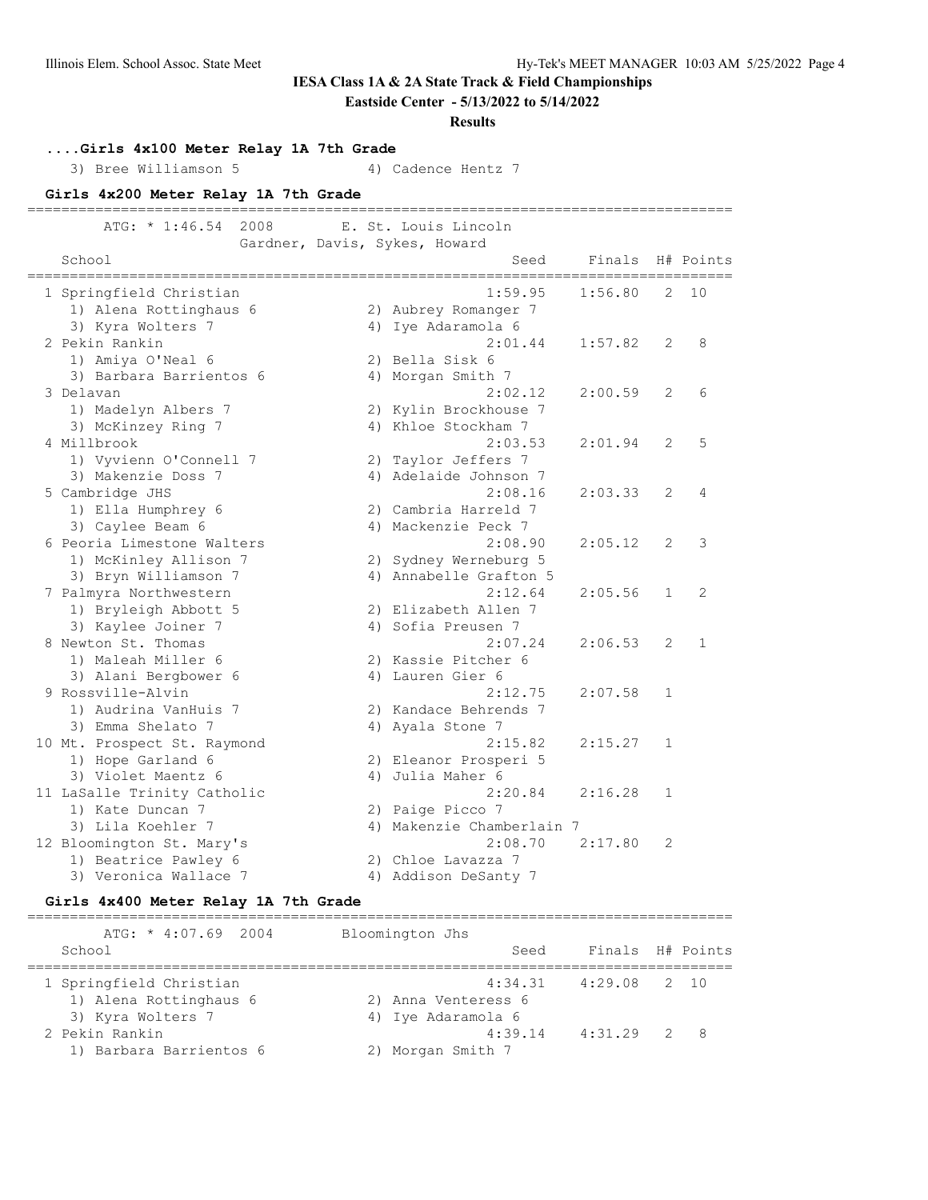# IESA Class 1A & 2A State Track & Field Championships

**Eastside Center - 5/13/2022 to 5/14/2022**

**Results**

### ....Girls 4x100 Meter Relay 1A 7th Grade

3) Bree Williamson 5 &nbsp;&nbsp;&nbsp;&nbsp; 4) Cadence Hentz 7

### Girls 4x200 Meter Relay 1A 7th Grade

ATG: * 1:46.54 2008 E. St. Louis Lincoln
Gardner, Davis, Sykes, Howard

| Place | School | Seed | Finals | H# | Points |
|---|---|---|---|---|---|
| 1 | Springfield Christian | 1:59.95 | 1:56.80 | 2 | 10 |
| | 1) Alena Rottinghaus 6, 2) Aubrey Romanger 7, 3) Kyra Wolters 7, 4) Iye Adaramola 6 | | | | |
| 2 | Pekin Rankin | 2:01.44 | 1:57.82 | 2 | 8 |
| | 1) Amiya O'Neal 6, 2) Bella Sisk 6, 3) Barbara Barrientos 6, 4) Morgan Smith 7 | | | | |
| 3 | Delavan | 2:02.12 | 2:00.59 | 2 | 6 |
| | 1) Madelyn Albers 7, 2) Kylin Brockhouse 7, 3) McKinzey Ring 7, 4) Khloe Stockham 7 | | | | |
| 4 | Millbrook | 2:03.53 | 2:01.94 | 2 | 5 |
| | 1) Vyvienn O'Connell 7, 2) Taylor Jeffers 7, 3) Makenzie Doss 7, 4) Adelaide Johnson 7 | | | | |
| 5 | Cambridge JHS | 2:08.16 | 2:03.33 | 2 | 4 |
| | 1) Ella Humphrey 6, 2) Cambria Harreld 7, 3) Caylee Beam 6, 4) Mackenzie Peck 7 | | | | |
| 6 | Peoria Limestone Walters | 2:08.90 | 2:05.12 | 2 | 3 |
| | 1) McKinley Allison 7, 2) Sydney Werneburg 5, 3) Bryn Williamson 7, 4) Annabelle Grafton 5 | | | | |
| 7 | Palmyra Northwestern | 2:12.64 | 2:05.56 | 1 | 2 |
| | 1) Bryleigh Abbott 5, 2) Elizabeth Allen 7, 3) Kaylee Joiner 7, 4) Sofia Preusen 7 | | | | |
| 8 | Newton St. Thomas | 2:07.24 | 2:06.53 | 2 | 1 |
| | 1) Maleah Miller 6, 2) Kassie Pitcher 6, 3) Alani Bergbower 6, 4) Lauren Gier 6 | | | | |
| 9 | Rossville-Alvin | 2:12.75 | 2:07.58 | 1 | |
| | 1) Audrina VanHuis 7, 2) Kandace Behrends 7, 3) Emma Shelato 7, 4) Ayala Stone 7 | | | | |
| 10 | Mt. Prospect St. Raymond | 2:15.82 | 2:15.27 | 1 | |
| | 1) Hope Garland 6, 2) Eleanor Prosperi 5, 3) Violet Maentz 6, 4) Julia Maher 6 | | | | |
| 11 | LaSalle Trinity Catholic | 2:20.84 | 2:16.28 | 1 | |
| | 1) Kate Duncan 7, 2) Paige Picco 7, 3) Lila Koehler 7, 4) Makenzie Chamberlain 7 | | | | |
| 12 | Bloomington St. Mary's | 2:08.70 | 2:17.80 | 2 | |
| | 1) Beatrice Pawley 6, 2) Chloe Lavazza 7, 3) Veronica Wallace 7, 4) Addison DeSanty 7 | | | | |

### Girls 4x400 Meter Relay 1A 7th Grade

ATG: * 4:07.69 2004 Bloomington Jhs

| Place | School | Seed | Finals | H# | Points |
|---|---|---|---|---|---|
| 1 | Springfield Christian | 4:34.31 | 4:29.08 | 2 | 10 |
| | 1) Alena Rottinghaus 6, 2) Anna Venteress 6, 3) Kyra Wolters 7, 4) Iye Adaramola 6 | | | | |
| 2 | Pekin Rankin | 4:39.14 | 4:31.29 | 2 | 8 |
| | 1) Barbara Barrientos 6, 2) Morgan Smith 7 | | | | |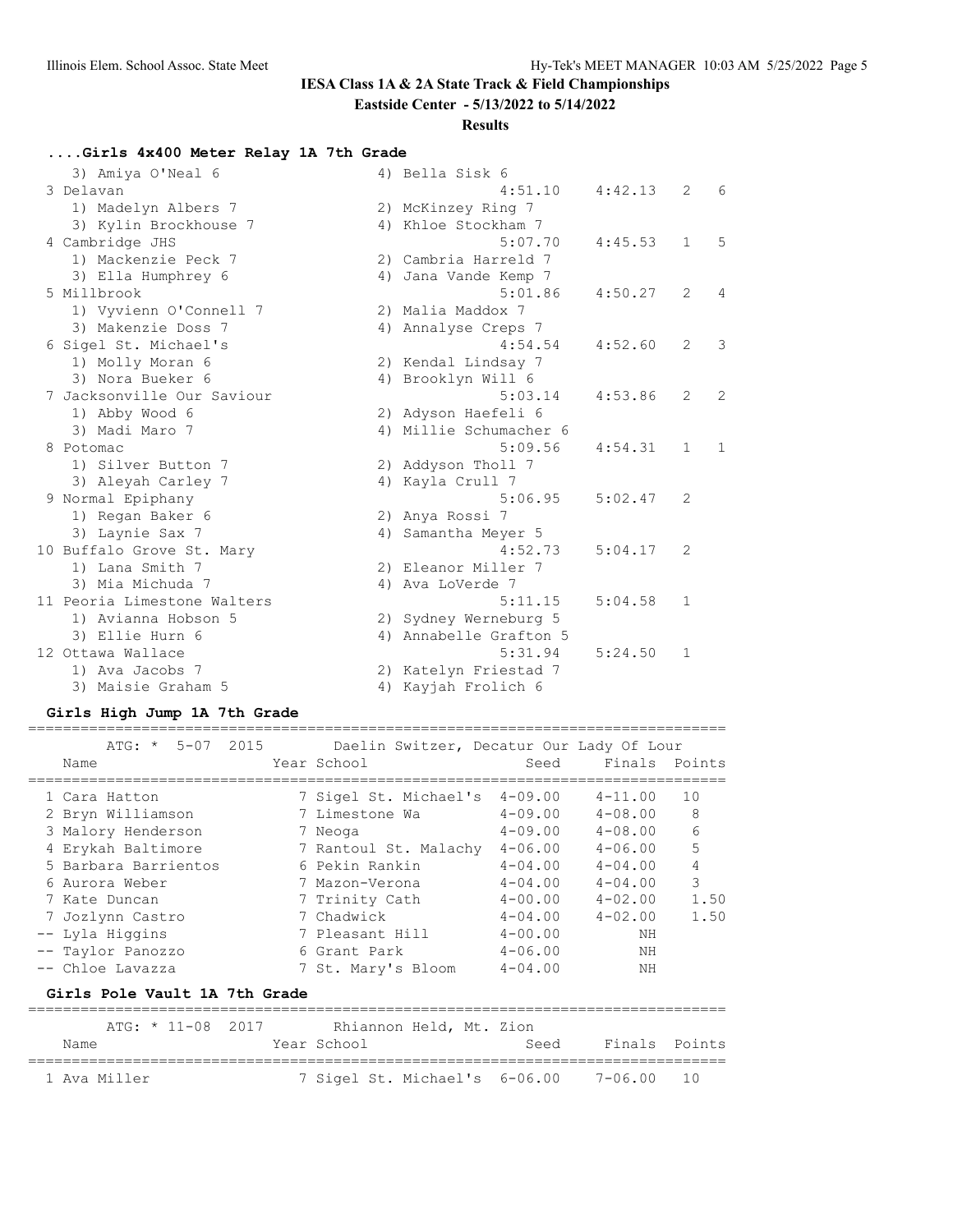## IESA Class 1A & 2A State Track & Field Championships

**Eastside Center - 5/13/2022 to 5/14/2022**

**Results**

### ....Girls 4x400 Meter Relay 1A 7th Grade

| Place | Team | Seed | Finals | H# | Points |
|---|---|---|---|---|---|
| | 3) Amiya O'Neal 6 / 4) Bella Sisk 6 | | | | |
| 3 | Delavan | 4:51.10 | 4:42.13 | 2 | 6 |
| | 1) Madelyn Albers 7 / 2) McKinzey Ring 7 / 3) Kylin Brockhouse 7 / 4) Khloe Stockham 7 | | | | |
| 4 | Cambridge JHS | 5:07.70 | 4:45.53 | 1 | 5 |
| | 1) Mackenzie Peck 7 / 2) Cambria Harreld 7 / 3) Ella Humphrey 6 / 4) Jana Vande Kemp 7 | | | | |
| 5 | Millbrook | 5:01.86 | 4:50.27 | 2 | 4 |
| | 1) Vyvienn O'Connell 7 / 2) Malia Maddox 7 / 3) Makenzie Doss 7 / 4) Annalyse Creps 7 | | | | |
| 6 | Sigel St. Michael's | 4:54.54 | 4:52.60 | 2 | 3 |
| | 1) Molly Moran 6 / 2) Kendal Lindsay 7 / 3) Nora Bueker 6 / 4) Brooklyn Will 6 | | | | |
| 7 | Jacksonville Our Saviour | 5:03.14 | 4:53.86 | 2 | 2 |
| | 1) Abby Wood 6 / 2) Adyson Haefeli 6 / 3) Madi Maro 7 / 4) Millie Schumacher 6 | | | | |
| 8 | Potomac | 5:09.56 | 4:54.31 | 1 | 1 |
| | 1) Silver Button 7 / 2) Addyson Tholl 7 / 3) Aleyah Carley 7 / 4) Kayla Crull 7 | | | | |
| 9 | Normal Epiphany | 5:06.95 | 5:02.47 | 2 | |
| | 1) Regan Baker 6 / 2) Anya Rossi 7 / 3) Laynie Sax 7 / 4) Samantha Meyer 5 | | | | |
| 10 | Buffalo Grove St. Mary | 4:52.73 | 5:04.17 | 2 | |
| | 1) Lana Smith 7 / 2) Eleanor Miller 7 / 3) Mia Michuda 7 / 4) Ava LoVerde 7 | | | | |
| 11 | Peoria Limestone Walters | 5:11.15 | 5:04.58 | 1 | |
| | 1) Avianna Hobson 5 / 2) Sydney Werneburg 5 / 3) Ellie Hurn 6 / 4) Annabelle Grafton 5 | | | | |
| 12 | Ottawa Wallace | 5:31.94 | 5:24.50 | 1 | |
| | 1) Ava Jacobs 7 / 2) Katelyn Friestad 7 / 3) Maisie Graham 5 / 4) Kayjah Frolich 6 | | | | |

### Girls High Jump 1A 7th Grade

ATG: * 5-07 2015 Daelin Switzer, Decatur Our Lady Of Lour

| Place | Name | Year | School | Seed | Finals | Points |
|---|---|---|---|---|---|---|
| 1 | Cara Hatton | 7 | Sigel St. Michael's | 4-09.00 | 4-11.00 | 10 |
| 2 | Bryn Williamson | 7 | Limestone Wa | 4-09.00 | 4-08.00 | 8 |
| 3 | Malory Henderson | 7 | Neoga | 4-09.00 | 4-08.00 | 6 |
| 4 | Erykah Baltimore | 7 | Rantoul St. Malachy | 4-06.00 | 4-06.00 | 5 |
| 5 | Barbara Barrientos | 6 | Pekin Rankin | 4-04.00 | 4-04.00 | 4 |
| 6 | Aurora Weber | 7 | Mazon-Verona | 4-04.00 | 4-04.00 | 3 |
| 7 | Kate Duncan | 7 | Trinity Cath | 4-00.00 | 4-02.00 | 1.50 |
| 7 | Jozlynn Castro | 7 | Chadwick | 4-04.00 | 4-02.00 | 1.50 |
| -- | Lyla Higgins | 7 | Pleasant Hill | 4-00.00 | NH | |
| -- | Taylor Panozzo | 6 | Grant Park | 4-06.00 | NH | |
| -- | Chloe Lavazza | 7 | St. Mary's Bloom | 4-04.00 | NH | |

### Girls Pole Vault 1A 7th Grade

ATG: * 11-08 2017 Rhiannon Held, Mt. Zion

| Place | Name | Year | School | Seed | Finals | Points |
|---|---|---|---|---|---|---|
| 1 | Ava Miller | 7 | Sigel St. Michael's | 6-06.00 | 7-06.00 | 10 |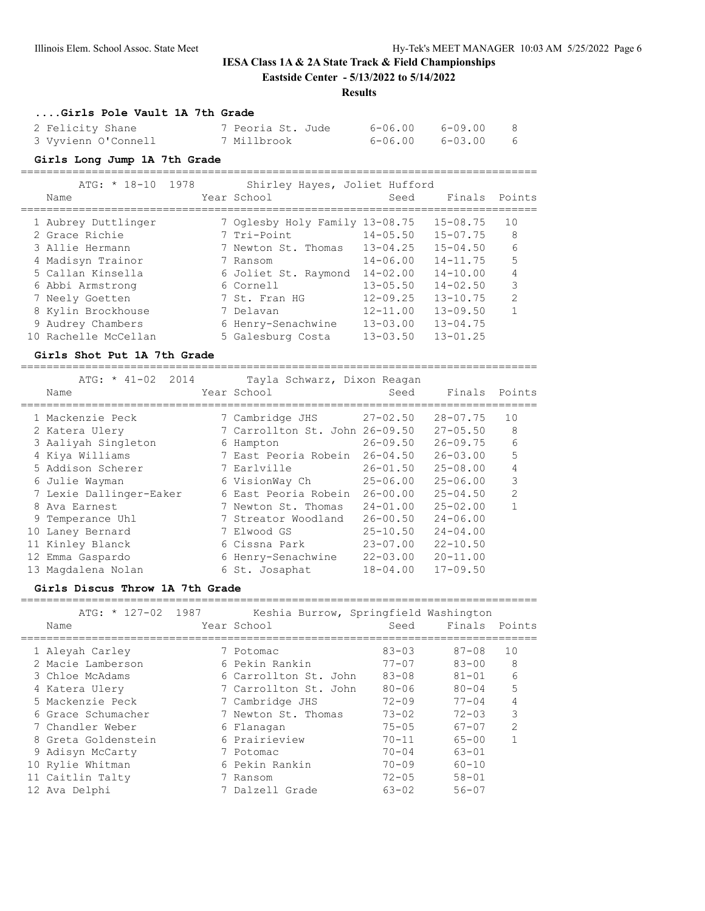# IESA Class 1A & 2A State Track & Field Championships

**Eastside Center - 5/13/2022 to 5/14/2022**

**Results**

### ....Girls Pole Vault 1A 7th Grade

| Place | Name | Year | School | Seed | Finals | Points |
|---|---|---|---|---|---|---|
| 2 | Felicity Shane | 7 | Peoria St. Jude | 6-06.00 | 6-09.00 | 8 |
| 3 | Vyvienn O'Connell | 7 | Millbrook | 6-06.00 | 6-03.00 | 6 |

### Girls Long Jump 1A 7th Grade

ATG: * 18-10 1978 Shirley Hayes, Joliet Hufford

| Place | Name | Year | School | Seed | Finals | Points |
|---|---|---|---|---|---|---|
| 1 | Aubrey Duttlinger | 7 | Oglesby Holy Family | 13-08.75 | 15-08.75 | 10 |
| 2 | Grace Richie | 7 | Tri-Point | 14-05.50 | 15-07.75 | 8 |
| 3 | Allie Hermann | 7 | Newton St. Thomas | 13-04.25 | 15-04.50 | 6 |
| 4 | Madisyn Trainor | 7 | Ransom | 14-06.00 | 14-11.75 | 5 |
| 5 | Callan Kinsella | 6 | Joliet St. Raymond | 14-02.00 | 14-10.00 | 4 |
| 6 | Abbi Armstrong | 6 | Cornell | 13-05.50 | 14-02.50 | 3 |
| 7 | Neely Goetten | 7 | St. Fran HG | 12-09.25 | 13-10.75 | 2 |
| 8 | Kylin Brockhouse | 7 | Delavan | 12-11.00 | 13-09.50 | 1 |
| 9 | Audrey Chambers | 6 | Henry-Senachwine | 13-03.00 | 13-04.75 | |
| 10 | Rachelle McCellan | 5 | Galesburg Costa | 13-03.50 | 13-01.25 | |

### Girls Shot Put 1A 7th Grade

ATG: * 41-02 2014 Tayla Schwarz, Dixon Reagan

| Place | Name | Year | School | Seed | Finals | Points |
|---|---|---|---|---|---|---|
| 1 | Mackenzie Peck | 7 | Cambridge JHS | 27-02.50 | 28-07.75 | 10 |
| 2 | Katera Ulery | 7 | Carrollton St. John | 26-09.50 | 27-05.50 | 8 |
| 3 | Aaliyah Singleton | 6 | Hampton | 26-09.50 | 26-09.75 | 6 |
| 4 | Kiya Williams | 7 | East Peoria Robein | 26-04.50 | 26-03.00 | 5 |
| 5 | Addison Scherer | 7 | Earlville | 26-01.50 | 25-08.00 | 4 |
| 6 | Julie Wayman | 6 | VisionWay Ch | 25-06.00 | 25-06.00 | 3 |
| 7 | Lexie Dallinger-Eaker | 6 | East Peoria Robein | 26-00.00 | 25-04.50 | 2 |
| 8 | Ava Earnest | 7 | Newton St. Thomas | 24-01.00 | 25-02.00 | 1 |
| 9 | Temperance Uhl | 7 | Streator Woodland | 26-00.50 | 24-06.00 | |
| 10 | Laney Bernard | 7 | Elwood GS | 25-10.50 | 24-04.00 | |
| 11 | Kinley Blanck | 6 | Cissna Park | 23-07.00 | 22-10.50 | |
| 12 | Emma Gaspardo | 6 | Henry-Senachwine | 22-03.00 | 20-11.00 | |
| 13 | Magdalena Nolan | 6 | St. Josaphat | 18-04.00 | 17-09.50 | |

### Girls Discus Throw 1A 7th Grade

ATG: * 127-02 1987 Keshia Burrow, Springfield Washington

| Place | Name | Year | School | Seed | Finals | Points |
|---|---|---|---|---|---|---|
| 1 | Aleyah Carley | 7 | Potomac | 83-03 | 87-08 | 10 |
| 2 | Macie Lamberson | 6 | Pekin Rankin | 77-07 | 83-00 | 8 |
| 3 | Chloe McAdams | 6 | Carrollton St. John | 83-08 | 81-01 | 6 |
| 4 | Katera Ulery | 7 | Carrollton St. John | 80-06 | 80-04 | 5 |
| 5 | Mackenzie Peck | 7 | Cambridge JHS | 72-09 | 77-04 | 4 |
| 6 | Grace Schumacher | 7 | Newton St. Thomas | 73-02 | 72-03 | 3 |
| 7 | Chandler Weber | 6 | Flanagan | 75-05 | 67-07 | 2 |
| 8 | Greta Goldenstein | 6 | Prairieview | 70-11 | 65-00 | 1 |
| 9 | Adisyn McCarty | 7 | Potomac | 70-04 | 63-01 | |
| 10 | Rylie Whitman | 6 | Pekin Rankin | 70-09 | 60-10 | |
| 11 | Caitlin Talty | 7 | Ransom | 72-05 | 58-01 | |
| 12 | Ava Delphi | 7 | Dalzell Grade | 63-02 | 56-07 | |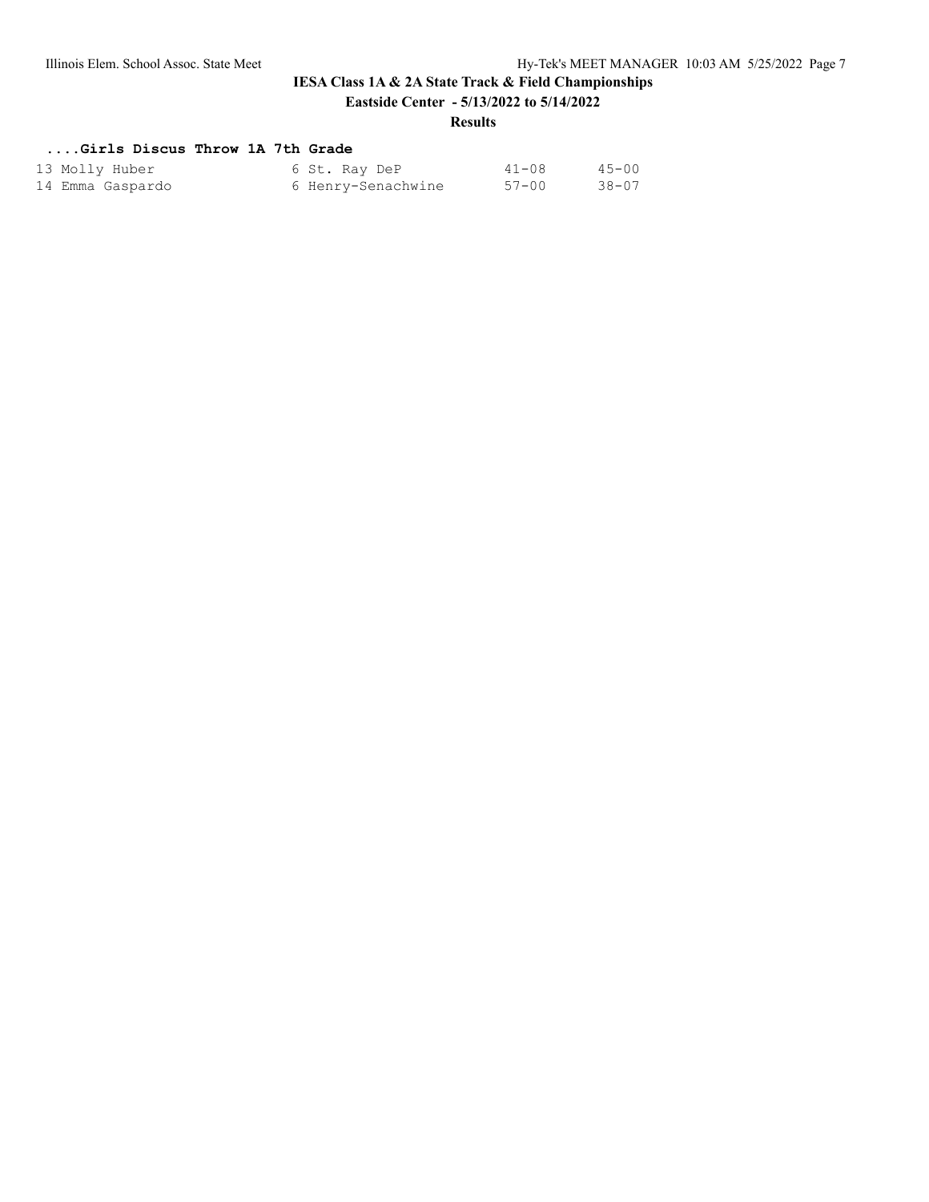# IESA Class 1A & 2A State Track & Field Championships

**Eastside Center - 5/13/2022 to 5/14/2022**

**Results**

### ....Girls Discus Throw 1A 7th Grade

| | | | | | |
|---|---|---|---|---|---|
| 13 | Molly Huber | 6 | St. Ray DeP | 41-08 | 45-00 |
| 14 | Emma Gaspardo | 6 | Henry-Senachwine | 57-00 | 38-07 |